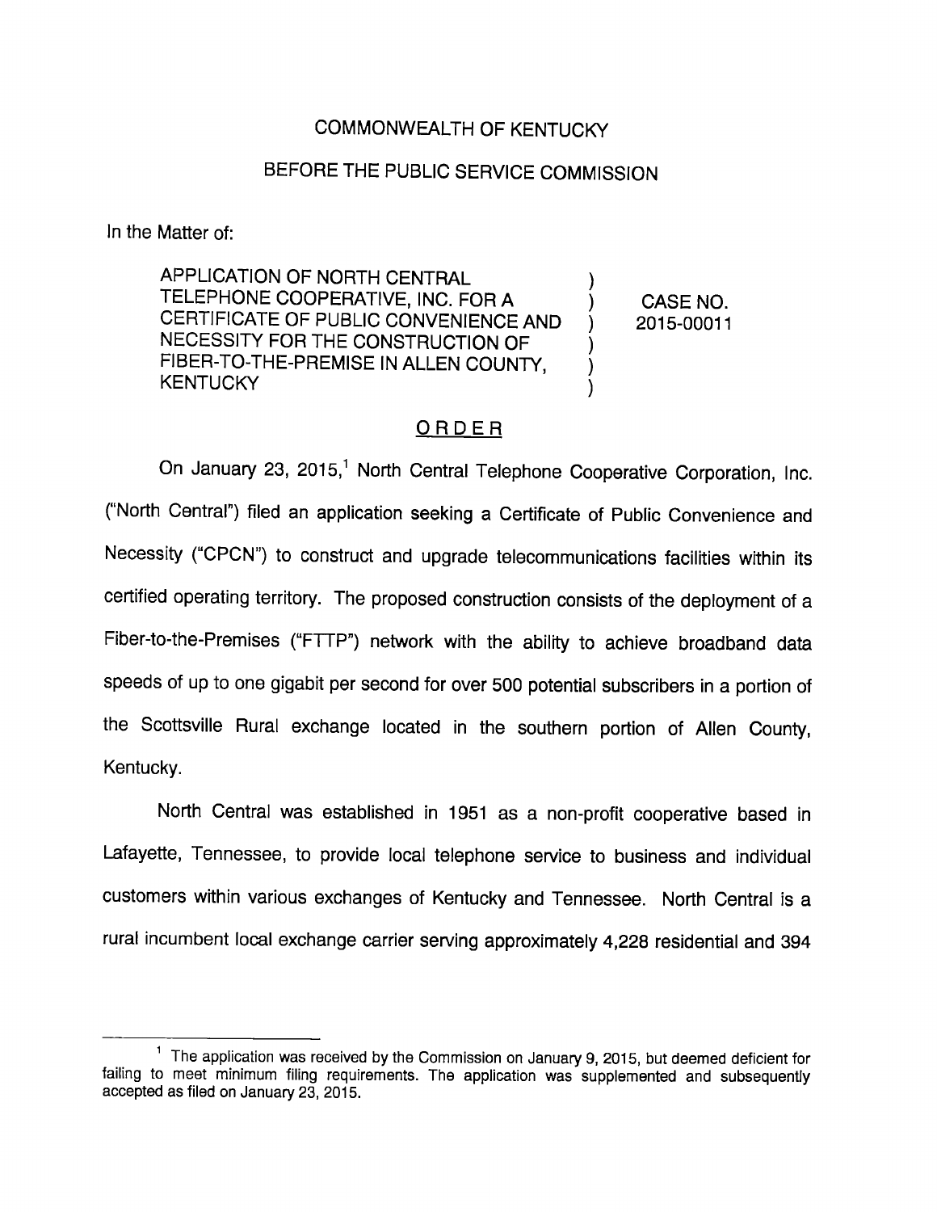COMMONWEALTH OF KENTUCKY

BEFORE THE PUBLIC SERVICE COMMISSION

In the Matter of:

| | | |
|---|---|---|
| APPLICATION OF NORTH CENTRAL TELEPHONE COOPERATIVE, INC. FOR A CERTIFICATE OF PUBLIC CONVENIENCE AND NECESSITY FOR THE CONSTRUCTION OF FIBER-TO-THE-PREMISE IN ALLEN COUNTY, KENTUCKY | ) | CASE NO. 2015-00011 |

## ORDER

On January 23, 2015,[1] North Central Telephone Cooperative Corporation, Inc. ("North Central") filed an application seeking a Certificate of Public Convenience and Necessity ("CPCN") to construct and upgrade telecommunications facilities within its certified operating territory. The proposed construction consists of the deployment of a Fiber-to-the-Premises ("FTTP") network with the ability to achieve broadband data speeds of up to one gigabit per second for over 500 potential subscribers in a portion of the Scottsville Rural exchange located in the southern portion of Allen County, Kentucky.

North Central was established in 1951 as a non-profit cooperative based in Lafayette, Tennessee, to provide local telephone service to business and individual customers within various exchanges of Kentucky and Tennessee. North Central is a rural incumbent local exchange carrier serving approximately 4,228 residential and 394

---

[1] The application was received by the Commission on January 9, 2015, but deemed deficient for failing to meet minimum filing requirements. The application was supplemented and subsequently accepted as filed on January 23, 2015.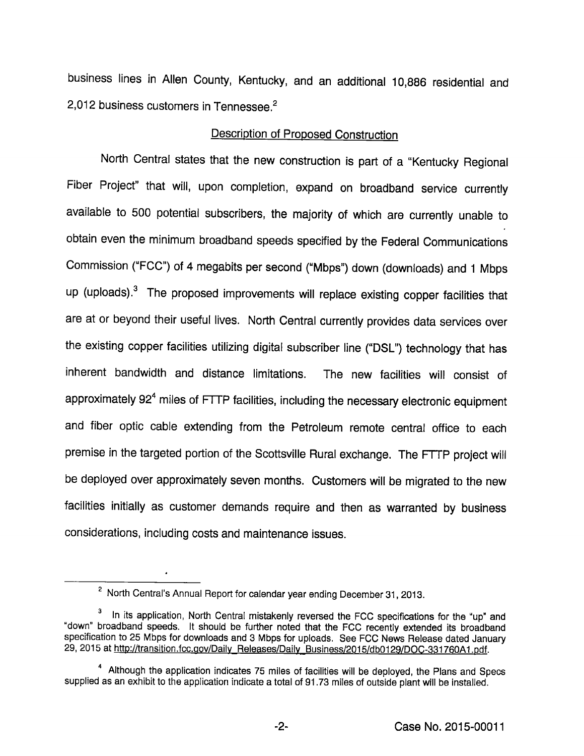business lines in Allen County, Kentucky, and an additional 10,886 residential and 2,012 business customers in Tennessee.[2]

## Description of Proposed Construction

North Central states that the new construction is part of a "Kentucky Regional Fiber Project" that will, upon completion, expand on broadband service currently available to 500 potential subscribers, the majority of which are currently unable to obtain even the minimum broadband speeds specified by the Federal Communications Commission ("FCC") of 4 megabits per second ("Mbps") down (downloads) and 1 Mbps up (uploads).[3] The proposed improvements will replace existing copper facilities that are at or beyond their useful lives. North Central currently provides data services over the existing copper facilities utilizing digital subscriber line ("DSL") technology that has inherent bandwidth and distance limitations. The new facilities will consist of approximately 92[4] miles of FTTP facilities, including the necessary electronic equipment and fiber optic cable extending from the Petroleum remote central office to each premise in the targeted portion of the Scottsville Rural exchange. The FTTP project will be deployed over approximately seven months. Customers will be migrated to the new facilities initially as customer demands require and then as warranted by business considerations, including costs and maintenance issues.

---

[2] North Central's Annual Report for calendar year ending December 31, 2013.

[3] In its application, North Central mistakenly reversed the FCC specifications for the "up" and "down" broadband speeds. It should be further noted that the FCC recently extended its broadband specification to 25 Mbps for downloads and 3 Mbps for uploads. See FCC News Release dated January 29, 2015 at http://transition.fcc.gov/Daily_Releases/Daily_Business/2015/db0129/DOC-331760A1.pdf.

[4] Although the application indicates 75 miles of facilities will be deployed, the Plans and Specs supplied as an exhibit to the application indicate a total of 91.73 miles of outside plant will be installed.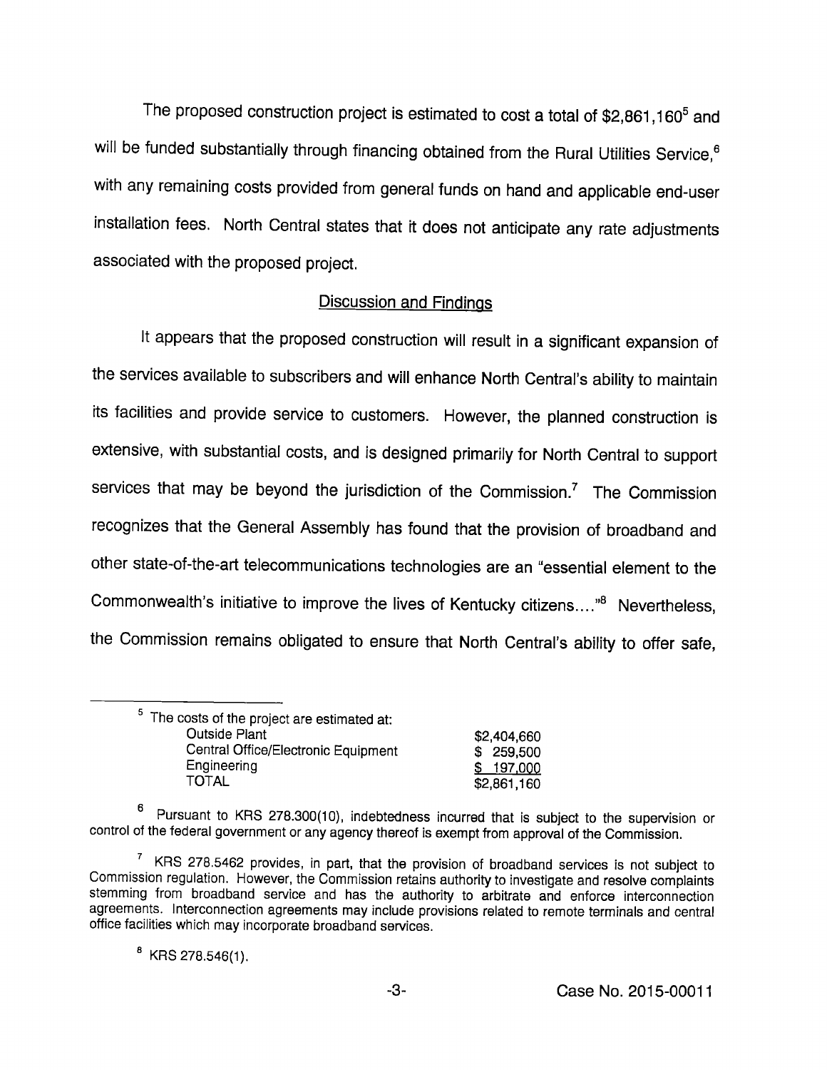The proposed construction project is estimated to cost a total of $2,861,160[5] and will be funded substantially through financing obtained from the Rural Utilities Service,[6] with any remaining costs provided from general funds on hand and applicable end-user installation fees. North Central states that it does not anticipate any rate adjustments associated with the proposed project.

## Discussion and Findings

It appears that the proposed construction will result in a significant expansion of the services available to subscribers and will enhance North Central's ability to maintain its facilities and provide service to customers. However, the planned construction is extensive, with substantial costs, and is designed primarily for North Central to support services that may be beyond the jurisdiction of the Commission.[7] The Commission recognizes that the General Assembly has found that the provision of broadband and other state-of-the-art telecommunications technologies are an "essential element to the Commonwealth's initiative to improve the lives of Kentucky citizens...."[8] Nevertheless, the Commission remains obligated to ensure that North Central's ability to offer safe,

---

[5] The costs of the project are estimated at:

| | |
|---|---|
| Outside Plant | $2,404,660 |
| Central Office/Electronic Equipment | $ 259,500 |
| Engineering | $ 197,000 |
| TOTAL | $2,861,160 |

[6] Pursuant to KRS 278.300(10), indebtedness incurred that is subject to the supervision or control of the federal government or any agency thereof is exempt from approval of the Commission.

[7] KRS 278.5462 provides, in part, that the provision of broadband services is not subject to Commission regulation. However, the Commission retains authority to investigate and resolve complaints stemming from broadband service and has the authority to arbitrate and enforce interconnection agreements. Interconnection agreements may include provisions related to remote terminals and central office facilities which may incorporate broadband services.

[8] KRS 278.546(1).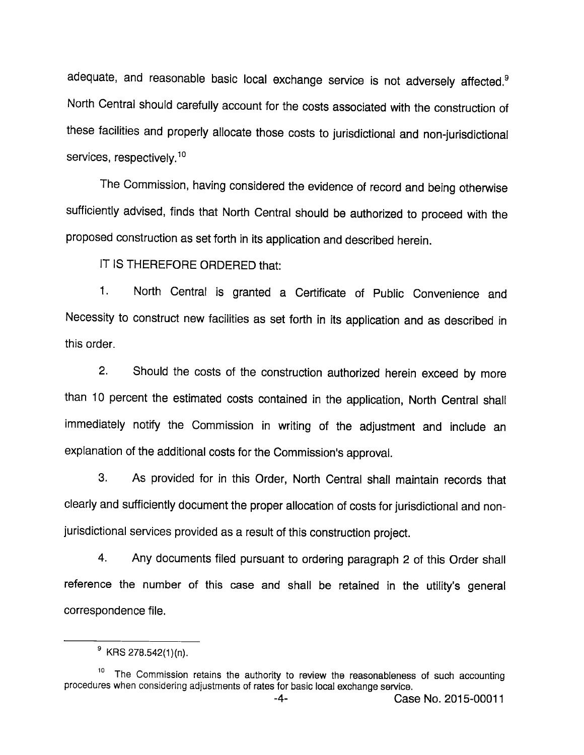adequate, and reasonable basic local exchange service is not adversely affected.[9] North Central should carefully account for the costs associated with the construction of these facilities and properly allocate those costs to jurisdictional and non-jurisdictional services, respectively.[10]

The Commission, having considered the evidence of record and being otherwise sufficiently advised, finds that North Central should be authorized to proceed with the proposed construction as set forth in its application and described herein.

IT IS THEREFORE ORDERED that:

1. North Central is granted a Certificate of Public Convenience and Necessity to construct new facilities as set forth in its application and as described in this order.

2. Should the costs of the construction authorized herein exceed by more than 10 percent the estimated costs contained in the application, North Central shall immediately notify the Commission in writing of the adjustment and include an explanation of the additional costs for the Commission's approval.

3. As provided for in this Order, North Central shall maintain records that clearly and sufficiently document the proper allocation of costs for jurisdictional and non-jurisdictional services provided as a result of this construction project.

4. Any documents filed pursuant to ordering paragraph 2 of this Order shall reference the number of this case and shall be retained in the utility's general correspondence file.

---

[9] KRS 278.542(1)(n).

[10] The Commission retains the authority to review the reasonableness of such accounting procedures when considering adjustments of rates for basic local exchange service.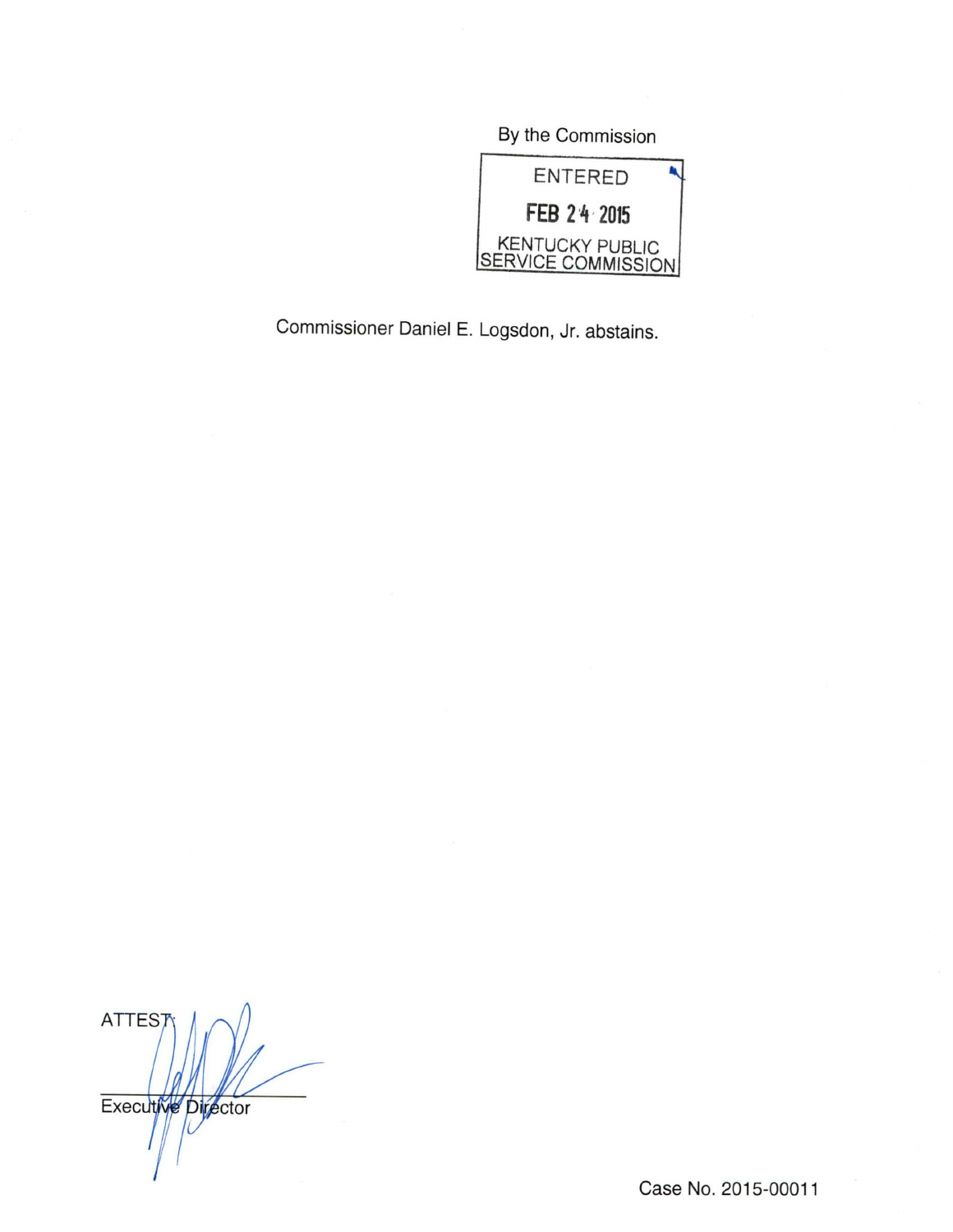By the Commission

ENTERED

FEB 24 2015

KENTUCKY PUBLIC SERVICE COMMISSION

Commissioner Daniel E. Logsdon, Jr. abstains.

ATTEST:

Executive Director

Case No. 2015-00011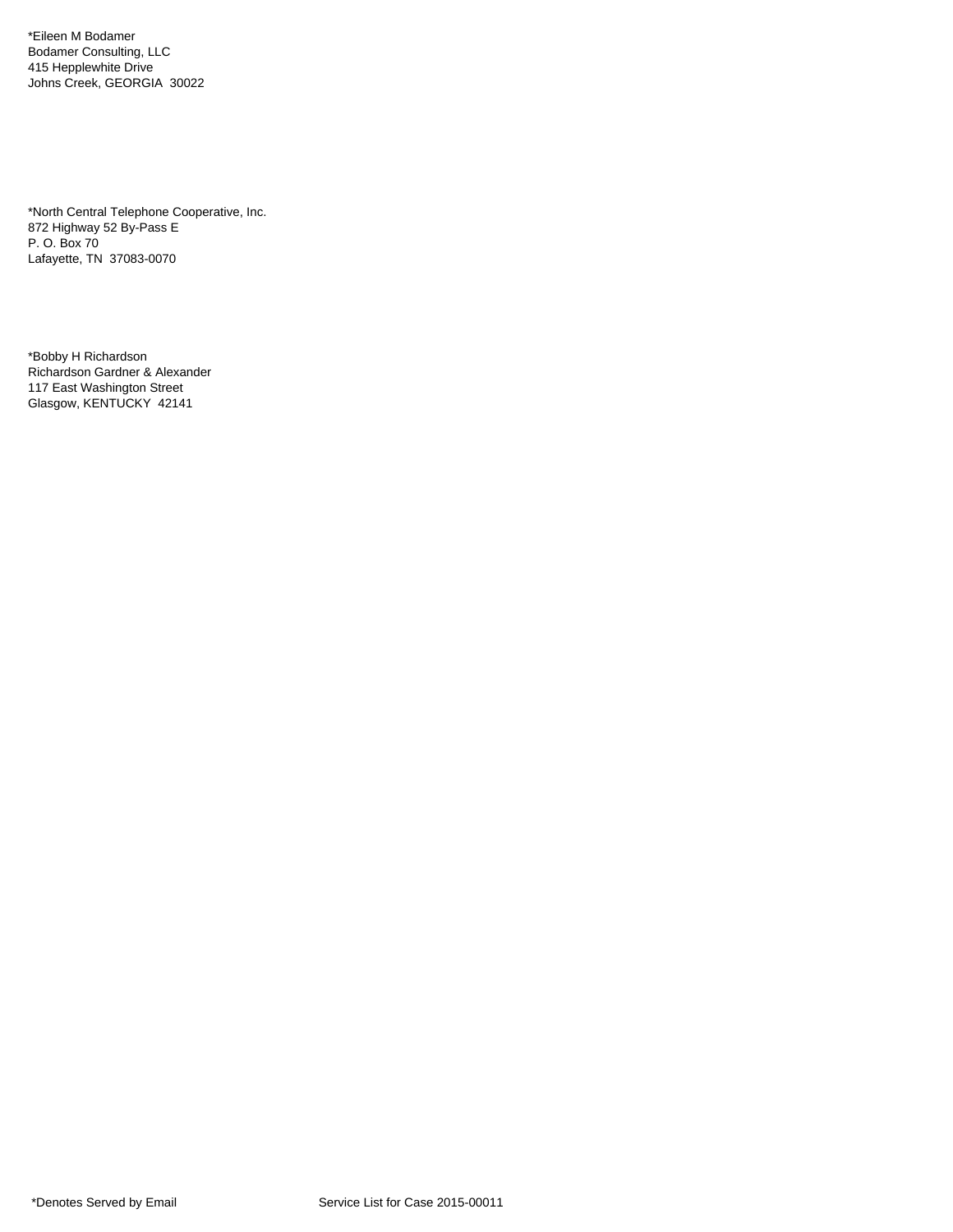*Eileen M Bodamer
Bodamer Consulting, LLC
415 Hepplewhite Drive
Johns Creek, GEORGIA  30022

*North Central Telephone Cooperative, Inc.
872 Highway 52 By-Pass E
P. O. Box 70
Lafayette, TN  37083-0070

*Bobby H Richardson
Richardson Gardner & Alexander
117 East Washington Street
Glasgow, KENTUCKY  42141

*Denotes Served by Email

Service List for Case 2015-00011